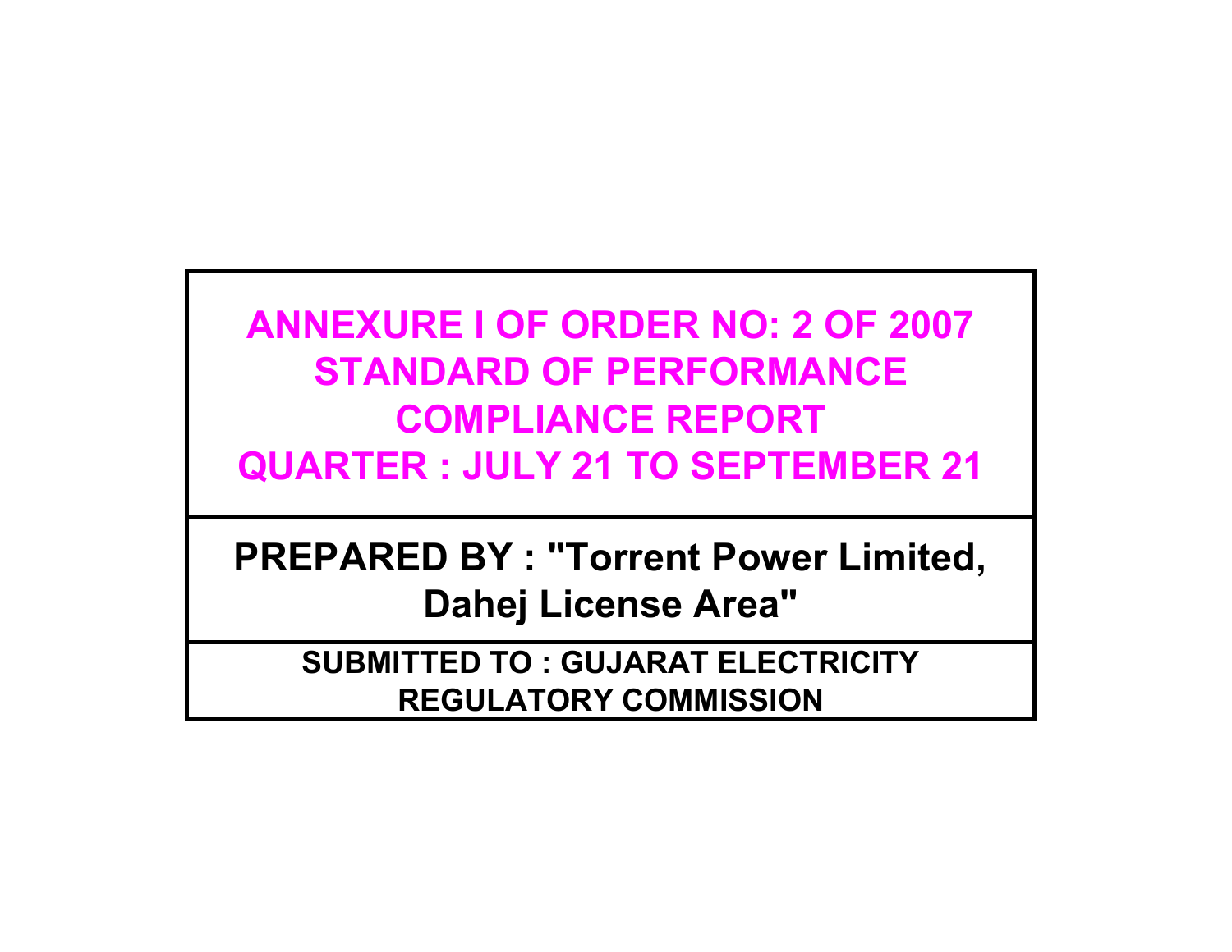# ANNEXURE I OF ORDER NO: 2 OF 2007
# STANDARD OF PERFORMANCE COMPLIANCE REPORT
# QUARTER : JULY 21 TO SEPTEMBER 21

**PREPARED BY : "Torrent Power Limited, Dahej License Area"**

**SUBMITTED TO : GUJARAT ELECTRICITY REGULATORY COMMISSION**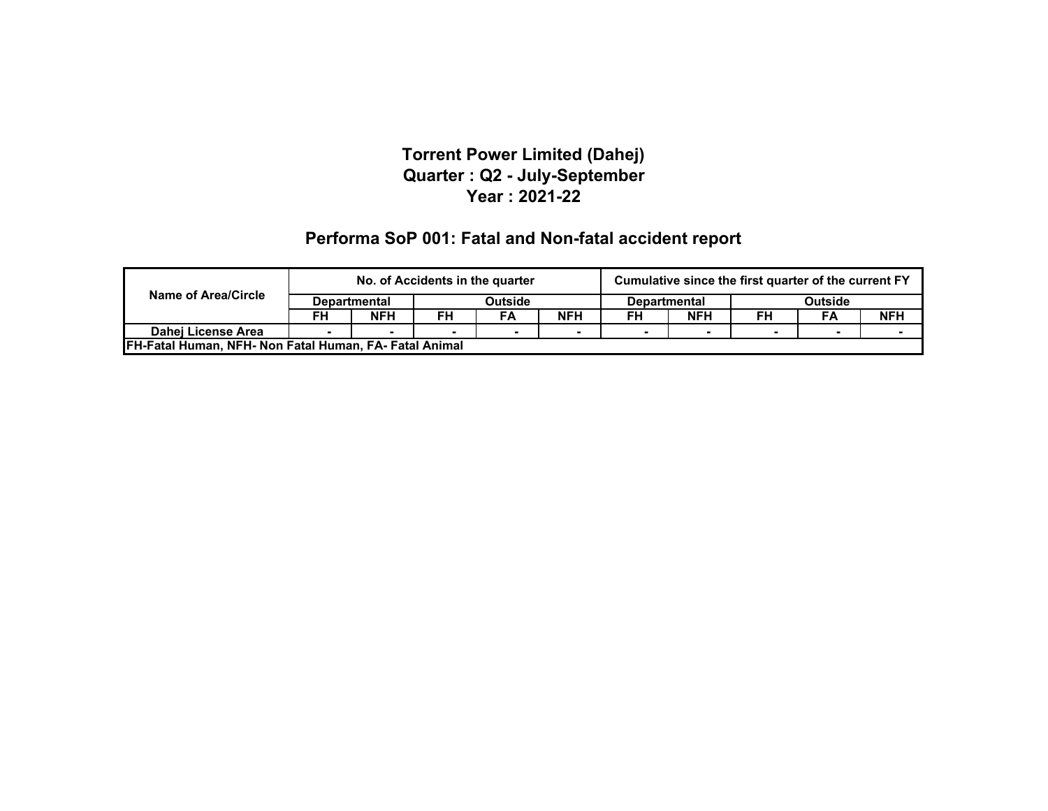# Torrent Power Limited (Dahej)
# Quarter : Q2 - July-September
# Year : 2021-22

## Performa SoP 001: Fatal and Non-fatal accident report

| Name of Area/Circle | No. of Accidents in the quarter | | | | | Cumulative since the first quarter of the current FY | | | | |
|---|---|---|---|---|---|---|---|---|---|---|
| | Departmental | | Outside | | | Departmental | | Outside | | |
| | FH | NFH | FH | FA | NFH | FH | NFH | FH | FA | NFH |
| Dahej License Area | - | - | - | - | - | - | - | - | - | - |
| FH-Fatal Human, NFH- Non Fatal Human, FA- Fatal Animal | | | | | | | | | | |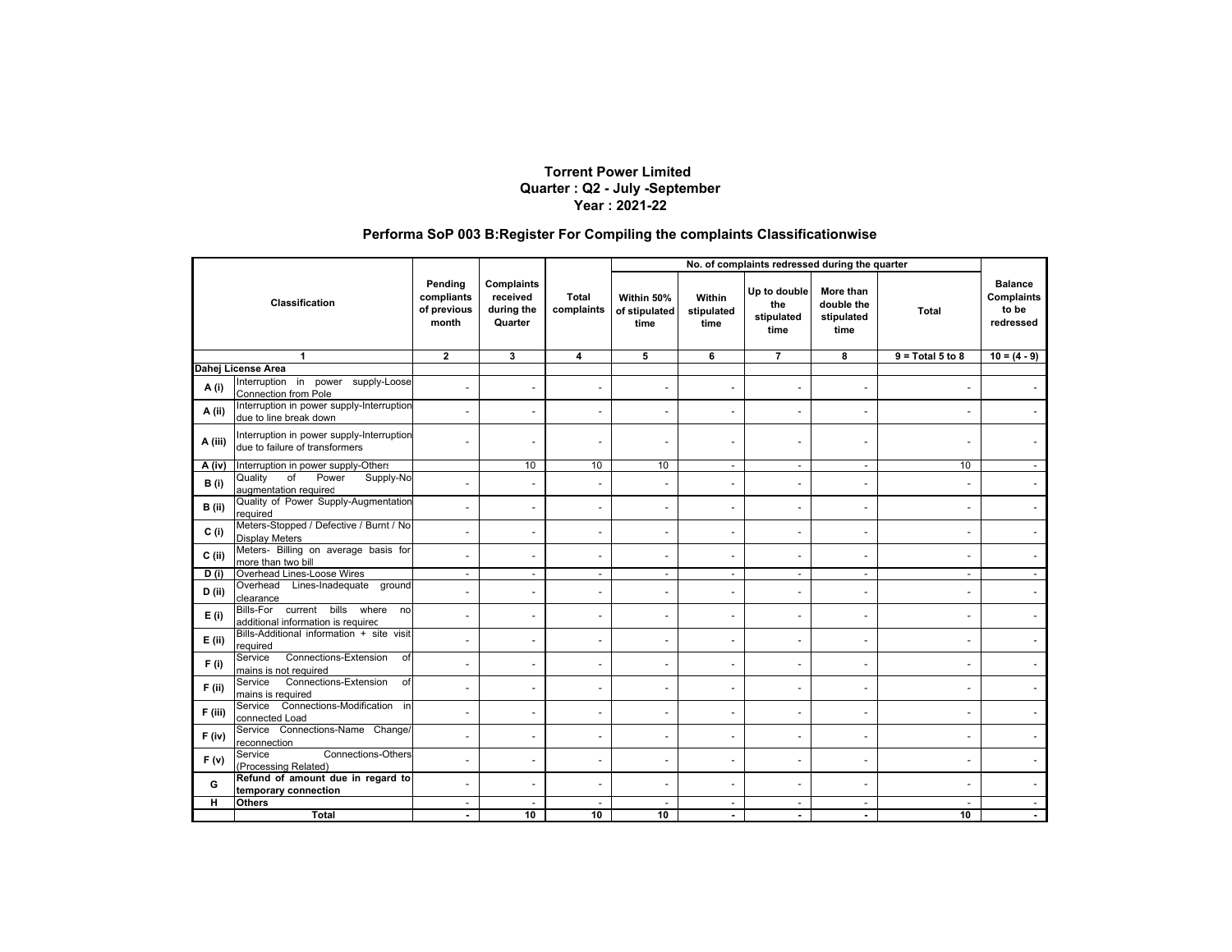**Torrent Power Limited**
**Quarter : Q2 - July -September**
**Year : 2021-22**

## Performa SoP 003 B:Register For Compiling the complaints Classificationwise

| Classification | | Pending compliants of previous month | Complaints received during the Quarter | Total complaints | No. of complaints redressed during the quarter | | | | | Balance Complaints to be redressed |
|---|---|---|---|---|---|---|---|---|---|---|
| | | | | | Within 50% of stipulated time | Within stipulated time | Up to double the stipulated time | More than double the stipulated time | Total | |
| 1 | | 2 | 3 | 4 | 5 | 6 | 7 | 8 | 9 = Total 5 to 8 | 10 = (4 - 9) |
| **Dahej License Area** | | | | | | | | | | |
| A (i) | Interruption in power supply-Loose Connection from Pole | - | - | - | - | - | - | - | - | - |
| A (ii) | Interruption in power supply-Interruption due to line break down | - | - | - | - | - | - | - | - | - |
| A (iii) | Interruption in power supply-Interruption due to failure of transformers | - | - | - | - | - | - | - | - | - |
| A (iv) | Interruption in power supply-Others | | 10 | 10 | 10 | - | - | - | 10 | - |
| B (i) | Quality of Power Supply-No augmentation required | - | - | - | - | - | - | - | - | - |
| B (ii) | Quality of Power Supply-Augmentation required | - | - | - | - | - | - | - | - | - |
| C (i) | Meters-Stopped / Defective / Burnt / No Display Meters | - | - | - | - | - | - | - | - | - |
| C (ii) | Meters- Billing on average basis for more than two bill | - | - | - | - | - | - | - | - | - |
| D (i) | Overhead Lines-Loose Wires | - | - | - | - | - | - | - | - | - |
| D (ii) | Overhead Lines-Inadequate ground clearance | - | - | - | - | - | - | - | - | - |
| E (i) | Bills-For current bills where no additional information is required | - | - | - | - | - | - | - | - | - |
| E (ii) | Bills-Additional information + site visit required | - | - | - | - | - | - | - | - | - |
| F (i) | Service Connections-Extension of mains is not required | - | - | - | - | - | - | - | - | - |
| F (ii) | Service Connections-Extension of mains is required | - | - | - | - | - | - | - | - | - |
| F (iii) | Service Connections-Modification in connected Load | - | - | - | - | - | - | - | - | - |
| F (iv) | Service Connections-Name Change/ reconnection | - | - | - | - | - | - | - | - | - |
| F (v) | Service Connections-Others (Processing Related) | - | - | - | - | - | - | - | - | - |
| G | **Refund of amount due in regard to temporary connection** | - | - | - | - | - | - | - | - | - |
| H | **Others** | - | - | - | - | - | - | - | - | - |
| | **Total** | **-** | **10** | **10** | **10** | **-** | **-** | **-** | **10** | **-** |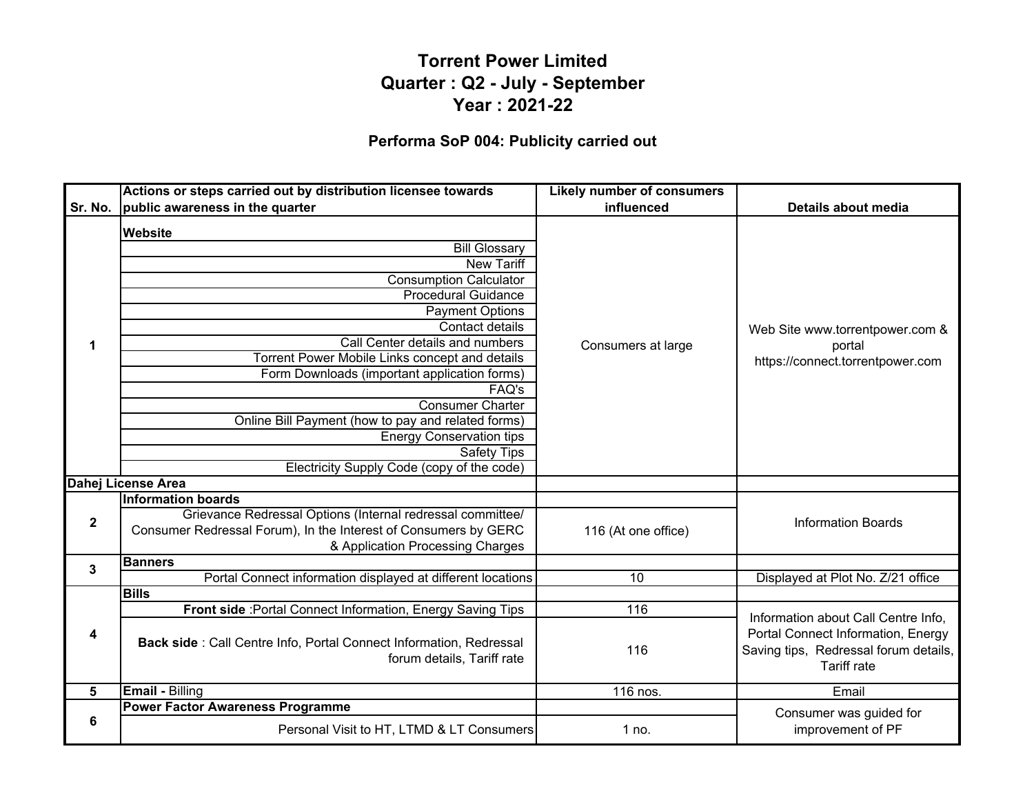# Torrent Power Limited
# Quarter : Q2 - July - September
# Year : 2021-22

### Performa SoP 004: Publicity carried out

| Sr. No. | Actions or steps carried out by distribution licensee towards public awareness in the quarter | Likely number of consumers influenced | Details about media |
|---|---|---|---|
| 1 | **Website** | Consumers at large | Web Site www.torrentpower.com & portal https://connect.torrentpower.com |
| | Bill Glossary | | |
| | New Tariff | | |
| | Consumption Calculator | | |
| | Procedural Guidance | | |
| | Payment Options | | |
| | Contact details | | |
| | Call Center details and numbers | | |
| | Torrent Power Mobile Links concept and details | | |
| | Form Downloads (important application forms) | | |
| | FAQ's | | |
| | Consumer Charter | | |
| | Online Bill Payment (how to pay and related forms) | | |
| | Energy Conservation tips | | |
| | Safety Tips | | |
| | Electricity Supply Code (copy of the code) | | |
| **Dahej License Area** | | | |
| 2 | **Information boards** | | Information Boards |
| | Grievance Redressal Options (Internal redressal committee/ Consumer Redressal Forum), In the Interest of Consumers by GERC & Application Processing Charges | 116 (At one office) | |
| 3 | **Banners** | | |
| | Portal Connect information displayed at different locations | 10 | Displayed at Plot No. Z/21 office |
| 4 | **Bills** | | |
| | **Front side** :Portal Connect Information, Energy Saving Tips | 116 | Information about Call Centre Info, Portal Connect Information, Energy Saving tips, Redressal forum details, Tariff rate |
| | **Back side** : Call Centre Info, Portal Connect Information, Redressal forum details, Tariff rate | 116 | |
| 5 | **Email -** Billing | 116 nos. | Email |
| 6 | **Power Factor Awareness Programme** | | Consumer was guided for improvement of PF |
| | Personal Visit to HT, LTMD & LT Consumers | 1 no. | |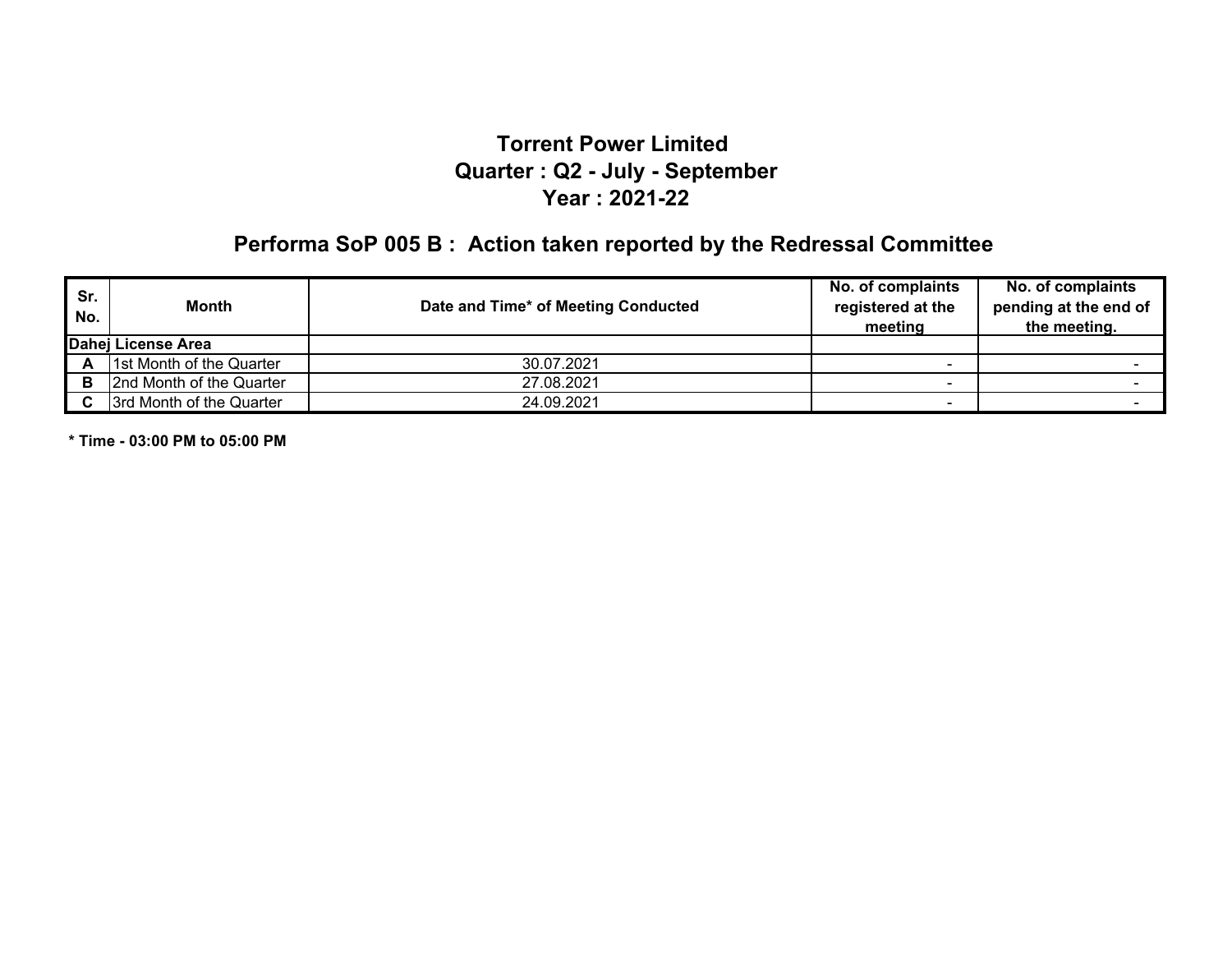# Torrent Power Limited
## Quarter : Q2 - July - September
## Year : 2021-22

## Performa SoP 005 B : Action taken reported by the Redressal Committee

| Sr. No. | Month | Date and Time* of Meeting Conducted | No. of complaints registered at the meeting | No. of complaints pending at the end of the meeting. |
|---|---|---|---|---|
| **Dahej License Area** | | | | |
| **A** | 1st Month of the Quarter | 30.07.2021 | - | - |
| **B** | 2nd Month of the Quarter | 27.08.2021 | - | - |
| **C** | 3rd Month of the Quarter | 24.09.2021 | - | - |

**\* Time - 03:00 PM to 05:00 PM**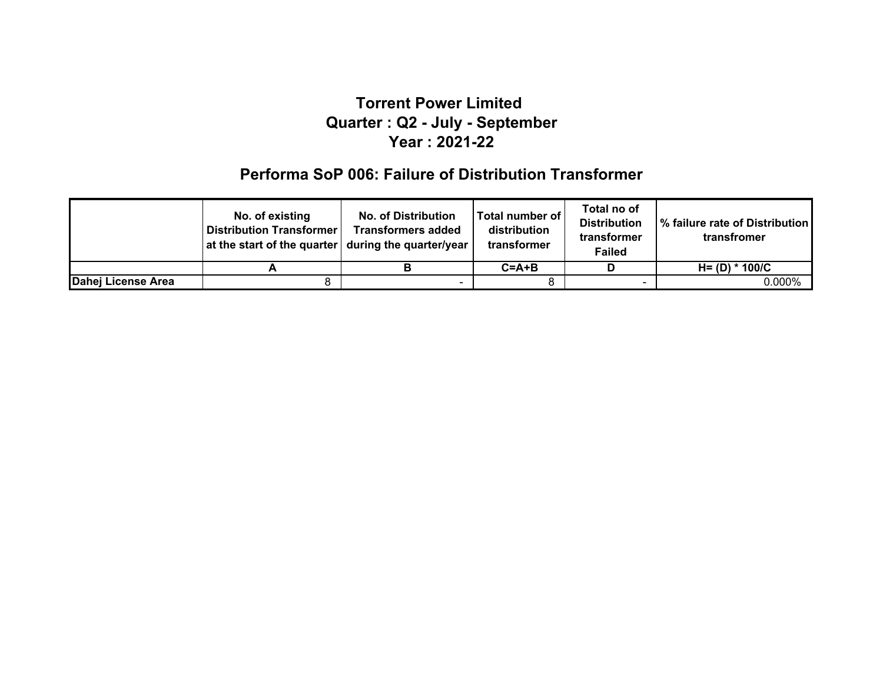# Torrent Power Limited
## Quarter : Q2 - July - September
## Year : 2021-22

## Performa SoP 006: Failure of Distribution Transformer

| | No. of existing Distribution Transformer at the start of the quarter | No. of Distribution Transformers added during the quarter/year | Total number of distribution transformer | Total no of Distribution transformer Failed | % failure rate of Distribution transfromer |
|---|---|---|---|---|---|
| | A | B | C=A+B | D | H= (D) * 100/C |
| **Dahej License Area** | 8 | - | 8 | - | 0.000% |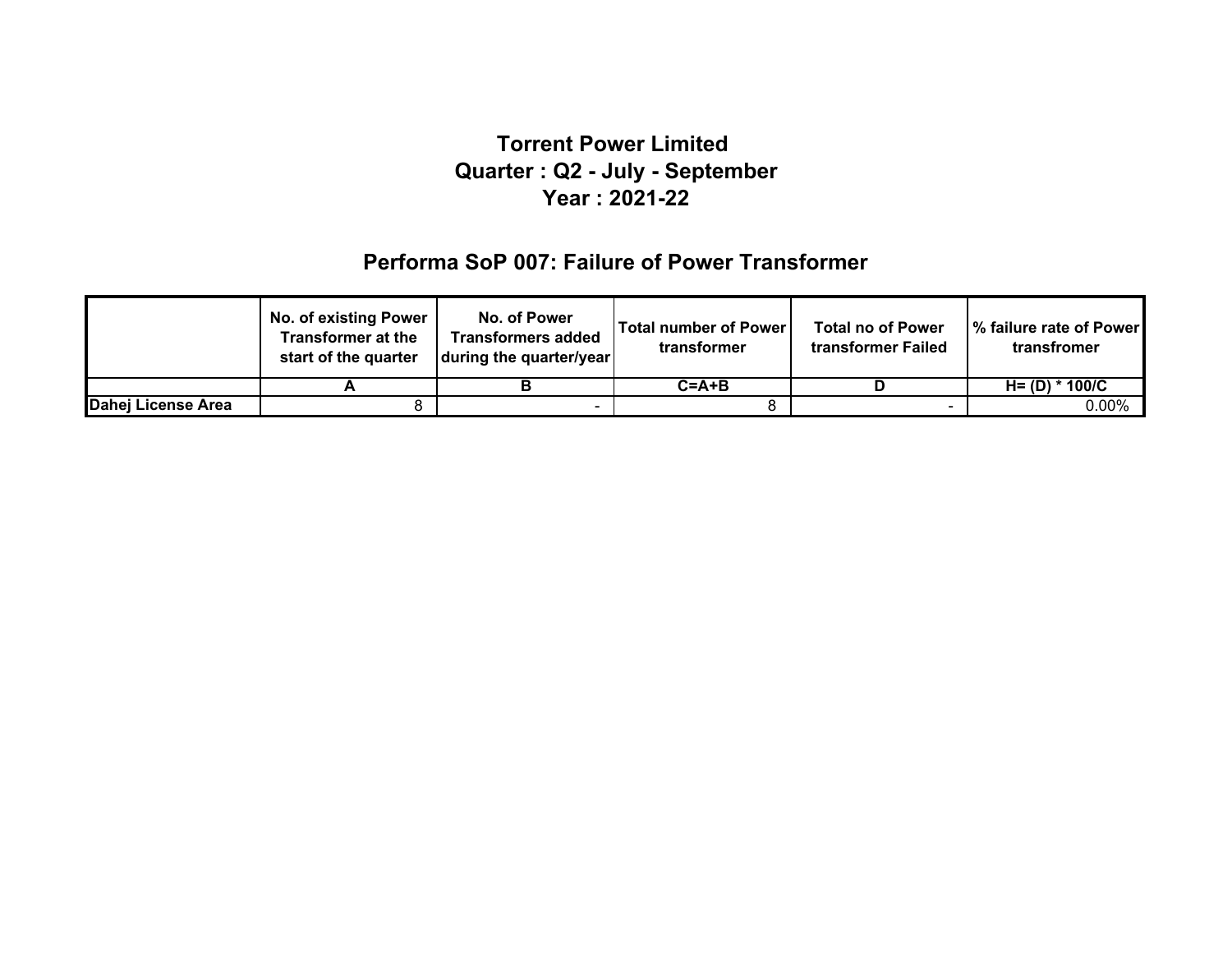# Torrent Power Limited

## Quarter : Q2 - July - September

## Year : 2021-22

## Performa SoP 007: Failure of Power Transformer

| | No. of existing Power Transformer at the start of the quarter | No. of Power Transformers added during the quarter/year | Total number of Power transformer | Total no of Power transformer Failed | % failure rate of Power transfromer |
|---|---|---|---|---|---|
| | A | B | C=A+B | D | H= (D) * 100/C |
| **Dahej License Area** | 8 | - | 8 | - | 0.00% |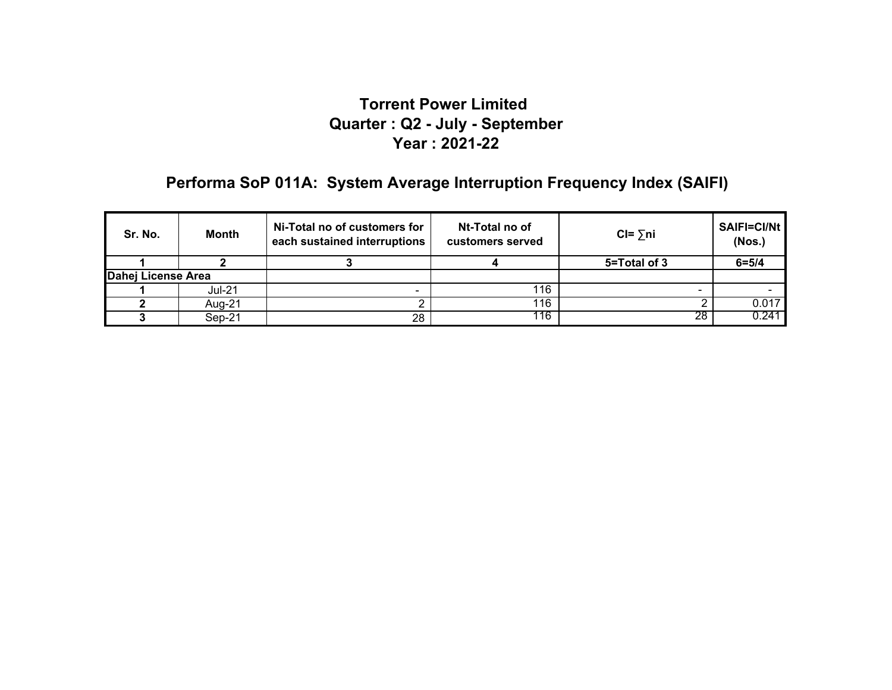# Torrent Power Limited
## Quarter : Q2 - July - September
## Year : 2021-22

## Performa SoP 011A: System Average Interruption Frequency Index (SAIFI)

| Sr. No. | Month | Ni-Total no of customers for each sustained interruptions | Nt-Total no of customers served | CI= ∑ni | SAIFI=CI/Nt (Nos.) |
|---|---|---|---|---|---|
| 1 | 2 | 3 | 4 | 5=Total of 3 | 6=5/4 |
| **Dahej License Area** | | | | | |
| 1 | Jul-21 | - | 116 | - | - |
| 2 | Aug-21 | 2 | 116 | 2 | 0.017 |
| 3 | Sep-21 | 28 | 116 | 28 | 0.241 |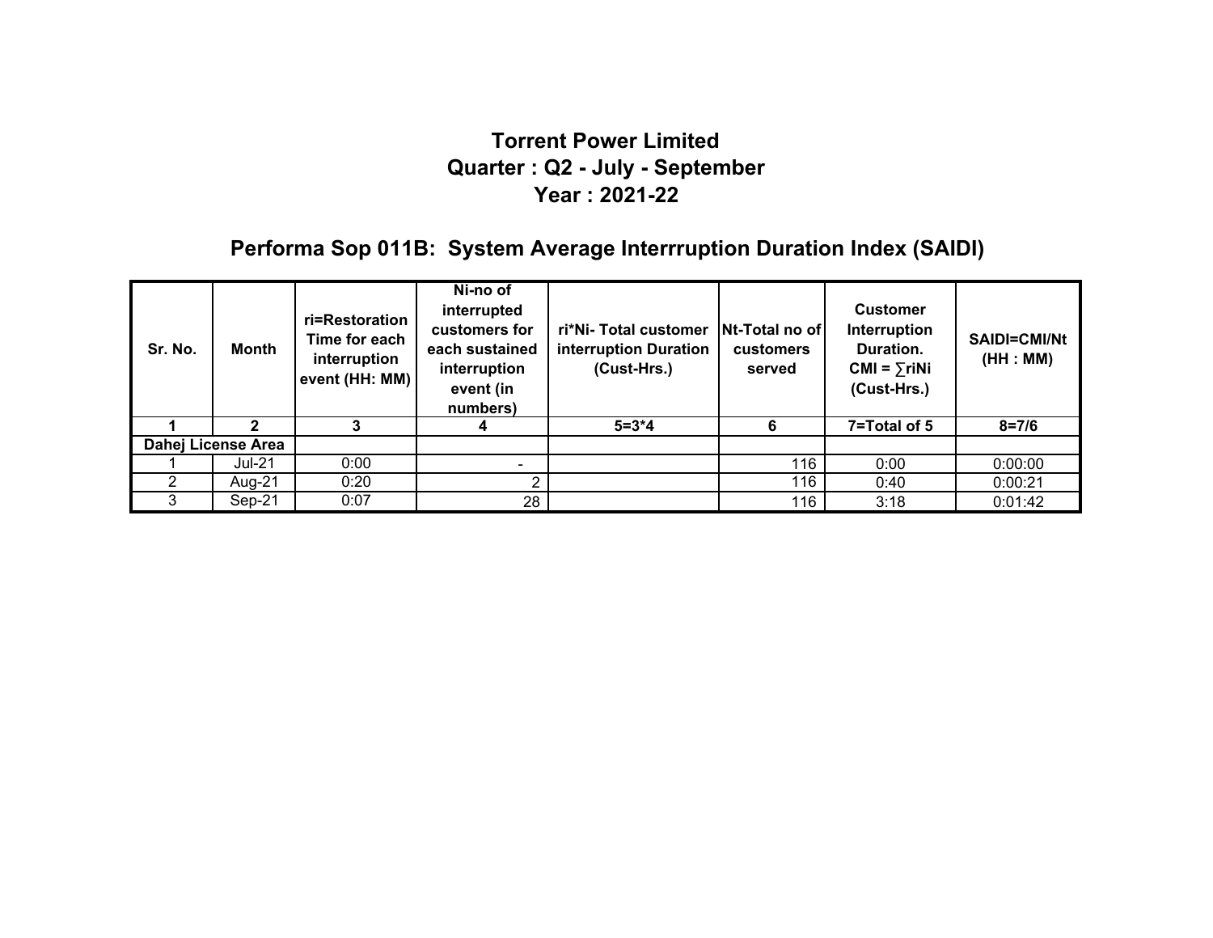# Torrent Power Limited

## Quarter : Q2 - July - September

## Year : 2021-22

## Performa Sop 011B: System Average Interrruption Duration Index (SAIDI)

| Sr. No. | Month | ri=Restoration Time for each interruption event (HH: MM) | Ni-no of interrupted customers for each sustained interruption event (in numbers) | ri*Ni- Total customer interruption Duration (Cust-Hrs.) | Nt-Total no of customers served | Customer Interruption Duration. CMI = ∑riNi (Cust-Hrs.) | SAIDI=CMI/Nt (HH : MM) |
|---|---|---|---|---|---|---|---|
| 1 | 2 | 3 | 4 | 5=3*4 | 6 | 7=Total of 5 | 8=7/6 |
| Dahej License Area | | | | | | | |
| 1 | Jul-21 | 0:00 | - | | 116 | 0:00 | 0:00:00 |
| 2 | Aug-21 | 0:20 | 2 | | 116 | 0:40 | 0:00:21 |
| 3 | Sep-21 | 0:07 | 28 | | 116 | 3:18 | 0:01:42 |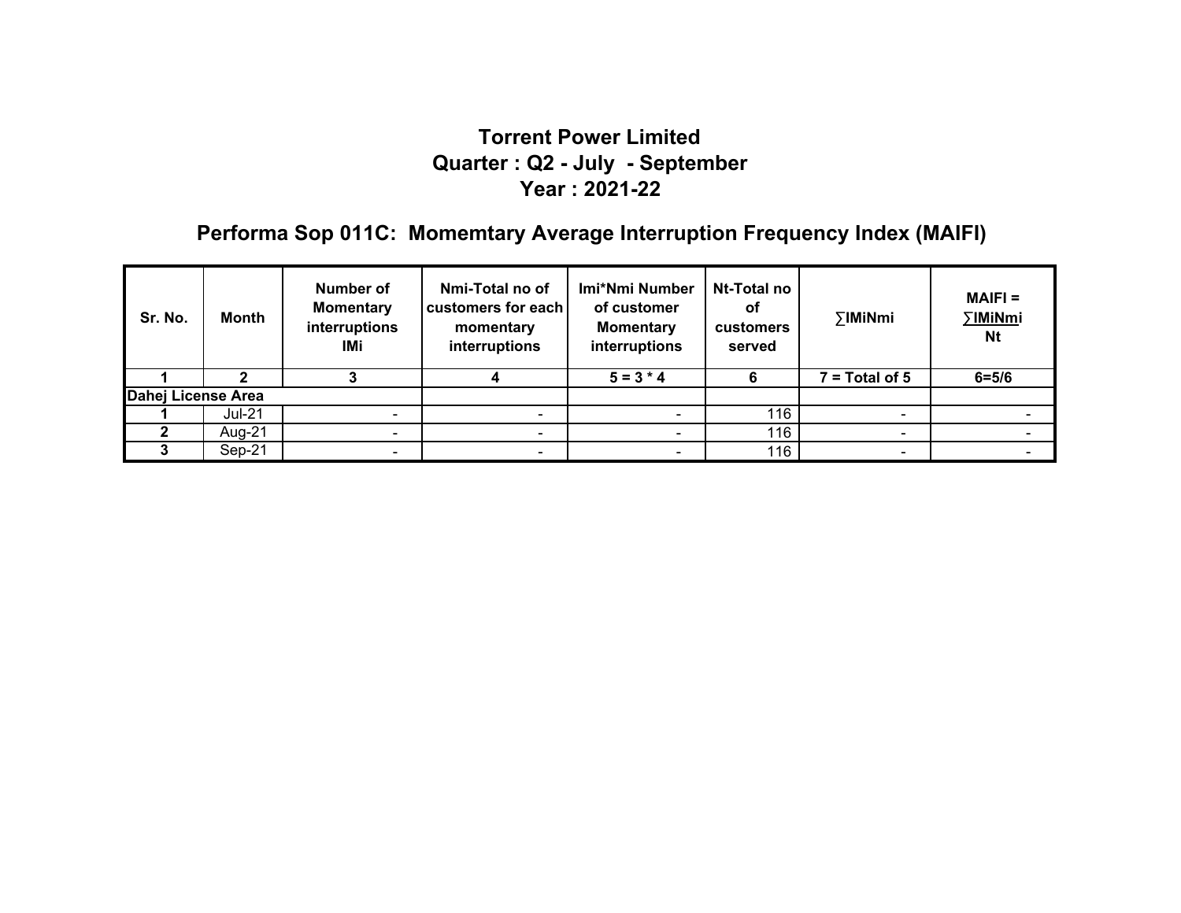# Torrent Power Limited
## Quarter : Q2 - July - September
## Year : 2021-22

## Performa Sop 011C: Momemtary Average Interruption Frequency Index (MAIFI)

| Sr. No. | Month | Number of Momentary interruptions IMi | Nmi-Total no of customers for each momentary interruptions | Imi*Nmi Number of customer Momentary interruptions | Nt-Total no of customers served | ∑IMiNmi | MAIFI = ∑IMiNmi / Nt |
|---|---|---|---|---|---|---|---|
| 1 | 2 | 3 | 4 | 5 = 3 * 4 | 6 | 7 = Total of 5 | 6=5/6 |
| **Dahej License Area** | | | | | | | |
| 1 | Jul-21 | - | - | - | 116 | - | - |
| 2 | Aug-21 | - | - | - | 116 | - | - |
| 3 | Sep-21 | - | - | - | 116 | - | - |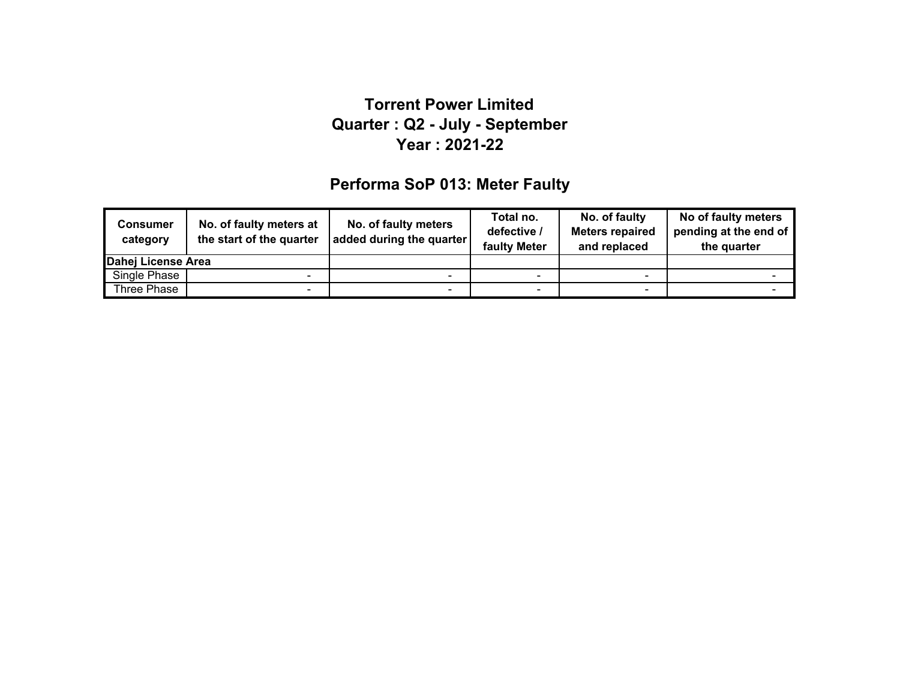# Torrent Power Limited
## Quarter : Q2 - July - September
## Year : 2021-22

## Performa SoP 013: Meter Faulty

| Consumer category | No. of faulty meters at the start of the quarter | No. of faulty meters added during the quarter | Total no. defective / faulty Meter | No. of faulty Meters repaired and replaced | No of faulty meters pending at the end of the quarter |
|---|---|---|---|---|---|
| **Dahej License Area** | | | | | |
| Single Phase | - | - | - | - | - |
| Three Phase | - | - | - | - | - |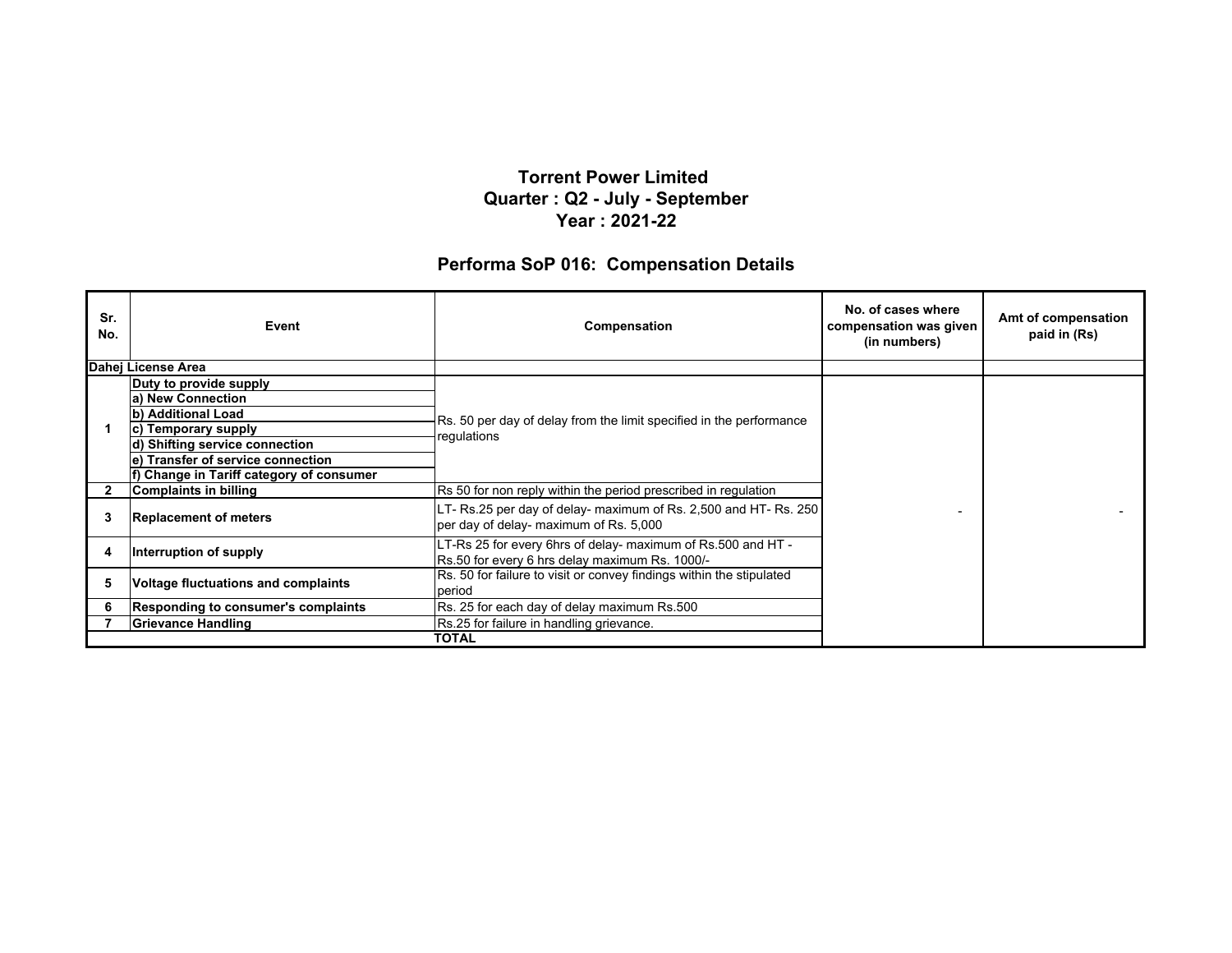**Torrent Power Limited**
**Quarter : Q2 - July - September**
**Year : 2021-22**

## Performa SoP 016: Compensation Details

| Sr. No. | Event | Compensation | No. of cases where compensation was given (in numbers) | Amt of compensation paid in (Rs) |
|---|---|---|---|---|
| **Dahej License Area** | | | | |
| 1 | **Duty to provide supply** | Rs. 50 per day of delay from the limit specified in the performance regulations | - | - |
| | **a) New Connection** | | | |
| | **b) Additional Load** | | | |
| | **c) Temporary supply** | | | |
| | **d) Shifting service connection** | | | |
| | **e) Transfer of service connection** | | | |
| | **f) Change in Tariff category of consumer** | | | |
| 2 | **Complaints in billing** | Rs 50 for non reply within the period prescribed in regulation | | |
| 3 | **Replacement of meters** | LT- Rs.25 per day of delay- maximum of Rs. 2,500 and HT- Rs. 250 per day of delay- maximum of Rs. 5,000 | | |
| 4 | **Interruption of supply** | LT-Rs 25 for every 6hrs of delay- maximum of Rs.500 and HT - Rs.50 for every 6 hrs delay maximum Rs. 1000/- | | |
| 5 | **Voltage fluctuations and complaints** | Rs. 50 for failure to visit or convey findings within the stipulated period | | |
| 6 | **Responding to consumer's complaints** | Rs. 25 for each day of delay maximum Rs.500 | | |
| 7 | **Grievance Handling** | Rs.25 for failure in handling grievance. | | |
| | | **TOTAL** | | |